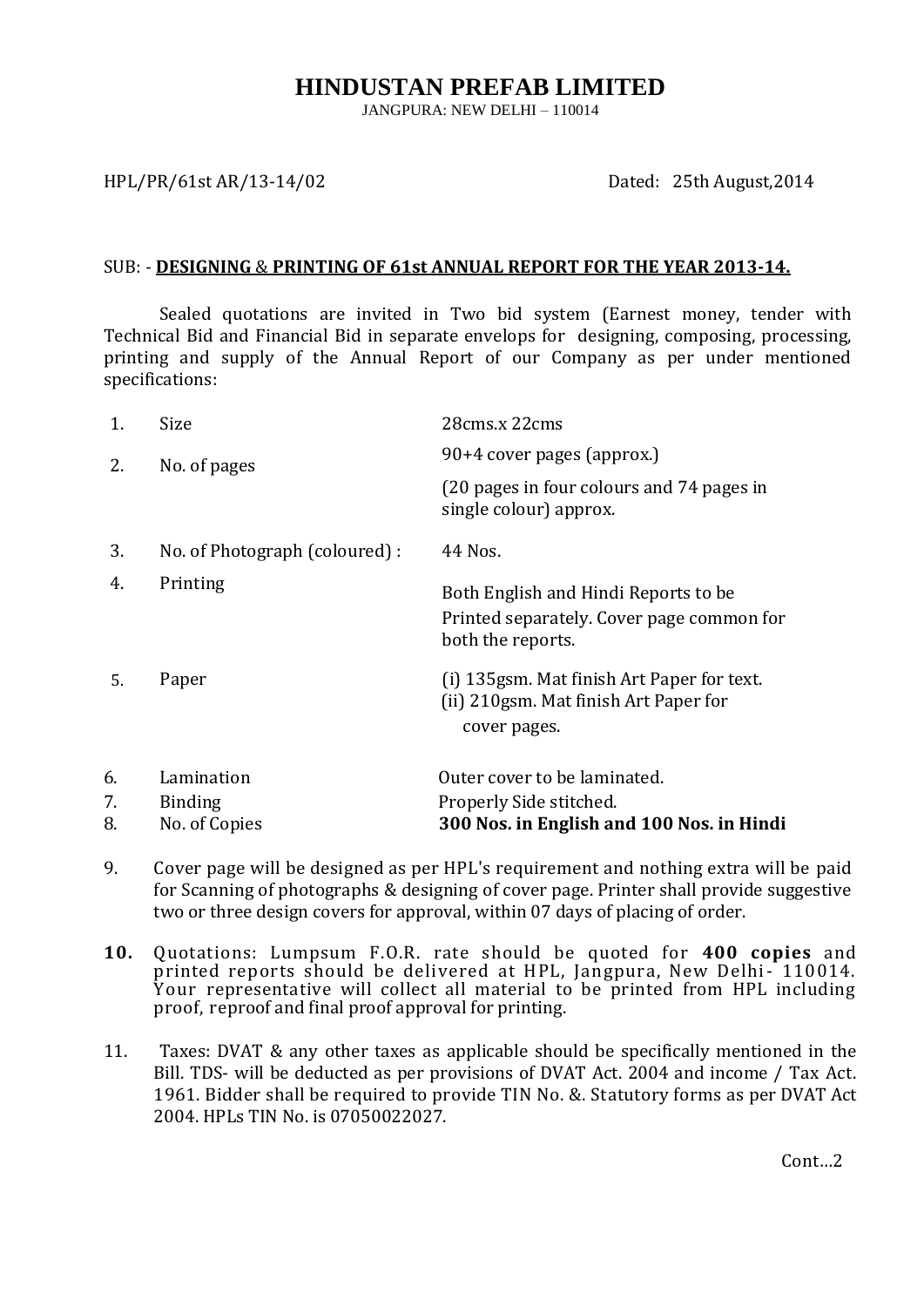# HINDUSTAN PREFAB LIMITED

JANGPURA: NEW DELHI – 110014

HPL/PR/61st AR/13-14/02 Dated: 25th August,2014

SUB: - **DESIGNING & PRINTING OF 61st ANNUAL REPORT FOR THE YEAR 2013-14.**

Sealed quotations are invited in Two bid system (Earnest money, tender with Technical Bid and Financial Bid in separate envelops for designing, composing, processing, printing and supply of the Annual Report of our Company as per under mentioned specifications:

| | | |
|---|---|---|
| 1. | Size | 28cms.x 22cms |
| 2. | No. of pages | 90+4 cover pages (approx.)<br>(20 pages in four colours and 74 pages in single colour) approx. |
| 3. | No. of Photograph (coloured) : | 44 Nos. |
| 4. | Printing | Both English and Hindi Reports to be Printed separately. Cover page common for both the reports. |
| 5. | Paper | (i) 135gsm. Mat finish Art Paper for text.<br>(ii) 210gsm. Mat finish Art Paper for cover pages. |
| 6. | Lamination | Outer cover to be laminated. |
| 7. | Binding | Properly Side stitched. |
| 8. | No. of Copies | **300 Nos. in English and 100 Nos. in Hindi** |

9. Cover page will be designed as per HPL's requirement and nothing extra will be paid for Scanning of photographs & designing of cover page. Printer shall provide suggestive two or three design covers for approval, within 07 days of placing of order.

10. Quotations: Lumpsum F.O.R. rate should be quoted for **400 copies** and printed reports should be delivered at HPL, Jangpura, New Delhi- 110014. Your representative will collect all material to be printed from HPL including proof, reproof and final proof approval for printing.

11. Taxes: DVAT & any other taxes as applicable should be specifically mentioned in the Bill. TDS- will be deducted as per provisions of DVAT Act. 2004 and income / Tax Act. 1961. Bidder shall be required to provide TIN No. &. Statutory forms as per DVAT Act 2004. HPLs TIN No. is 07050022027.

Cont…2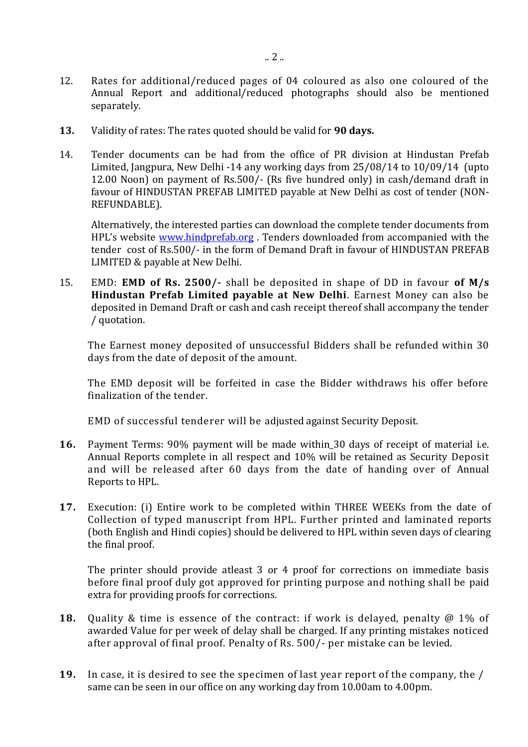12. Rates for additional/reduced pages of 04 coloured as also one coloured of the Annual Report and additional/reduced photographs should also be mentioned separately.

**13.** Validity of rates: The rates quoted should be valid for **90 days.**

14. Tender documents can be had from the office of PR division at Hindustan Prefab Limited, Jangpura, New Delhi -14 any working days from 25/08/14 to 10/09/14 (upto 12.00 Noon) on payment of Rs.500/- (Rs five hundred only) in cash/demand draft in favour of HINDUSTAN PREFAB LIMITED payable at New Delhi as cost of tender (NON-REFUNDABLE).

    Alternatively, the interested parties can download the complete tender documents from HPL's website www.hindprefab.org . Tenders downloaded from accompanied with the tender cost of Rs.500/- in the form of Demand Draft in favour of HINDUSTAN PREFAB LIMITED & payable at New Delhi.

15. EMD: **EMD of Rs. 2500/-** shall be deposited in shape of DD in favour **of M/s Hindustan Prefab Limited payable at New Delhi**. Earnest Money can also be deposited in Demand Draft or cash and cash receipt thereof shall accompany the tender / quotation.

    The Earnest money deposited of unsuccessful Bidders shall be refunded within 30 days from the date of deposit of the amount.

    The EMD deposit will be forfeited in case the Bidder withdraws his offer before finalization of the tender.

    EMD of successful tenderer will be adjusted against Security Deposit.

**16.** Payment Terms: 90% payment will be made within_30 days of receipt of material i.e. Annual Reports complete in all respect and 10% will be retained as Security Deposit and will be released after 60 days from the date of handing over of Annual Reports to HPL.

**17.** Execution: (i) Entire work to be completed within THREE WEEKs from the date of Collection of typed manuscript from HPL. Further printed and laminated reports (both English and Hindi copies) should be delivered to HPL within seven days of clearing the final proof.

    The printer should provide atleast 3 or 4 proof for corrections on immediate basis before final proof duly got approved for printing purpose and nothing shall be paid extra for providing proofs for corrections.

**18.** Quality & time is essence of the contract: if work is delayed, penalty @ 1% of awarded Value for per week of delay shall be charged. If any printing mistakes noticed after approval of final proof. Penalty of Rs. 500/- per mistake can be levied.

**19.** In case, it is desired to see the specimen of last year report of the company, the / same can be seen in our office on any working day from 10.00am to 4.00pm.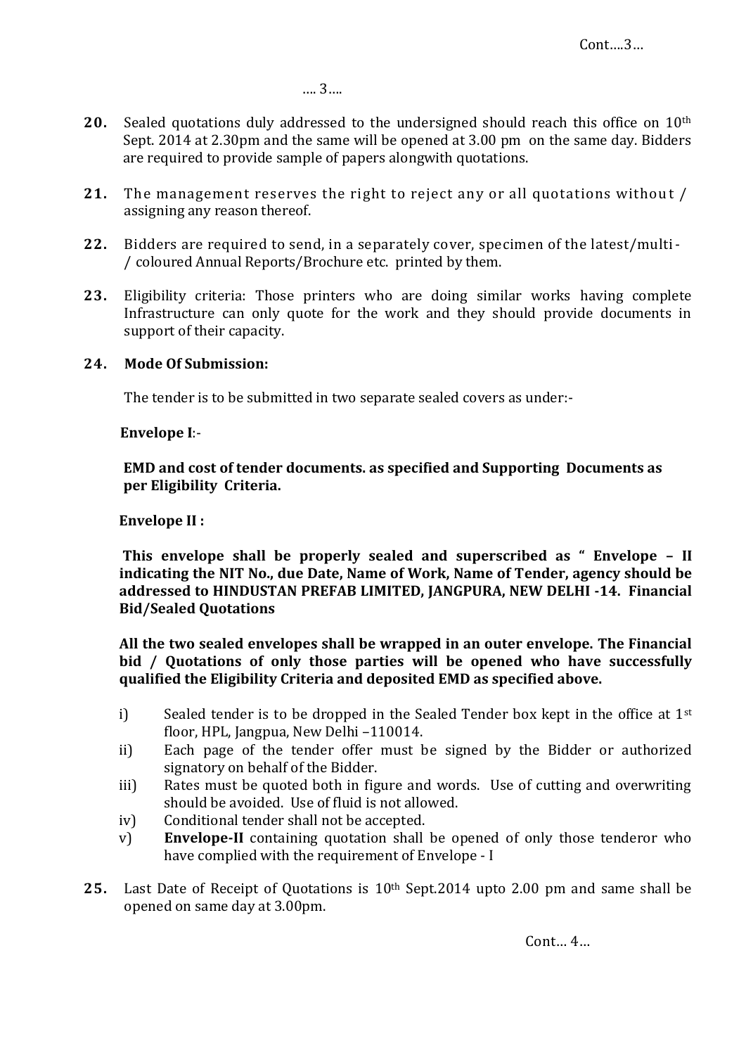**20.** Sealed quotations duly addressed to the undersigned should reach this office on 10th Sept. 2014 at 2.30pm and the same will be opened at 3.00 pm on the same day. Bidders are required to provide sample of papers alongwith quotations.

**21.** The management reserves the right to reject any or all quotations without / assigning any reason thereof.

**22.** Bidders are required to send, in a separately cover, specimen of the latest/multi- / coloured Annual Reports/Brochure etc. printed by them.

**23.** Eligibility criteria: Those printers who are doing similar works having complete Infrastructure can only quote for the work and they should provide documents in support of their capacity.

**24. Mode Of Submission:**

The tender is to be submitted in two separate sealed covers as under:-

**Envelope I**:-

**EMD and cost of tender documents. as specified and Supporting Documents as per Eligibility Criteria.**

**Envelope II :**

**This envelope shall be properly sealed and superscribed as " Envelope – II indicating the NIT No., due Date, Name of Work, Name of Tender, agency should be addressed to HINDUSTAN PREFAB LIMITED, JANGPURA, NEW DELHI -14. Financial Bid/Sealed Quotations**

**All the two sealed envelopes shall be wrapped in an outer envelope. The Financial bid / Quotations of only those parties will be opened who have successfully qualified the Eligibility Criteria and deposited EMD as specified above.**

i) Sealed tender is to be dropped in the Sealed Tender box kept in the office at 1st floor, HPL, Jangpua, New Delhi –110014.
ii) Each page of the tender offer must be signed by the Bidder or authorized signatory on behalf of the Bidder.
iii) Rates must be quoted both in figure and words. Use of cutting and overwriting should be avoided. Use of fluid is not allowed.
iv) Conditional tender shall not be accepted.
v) **Envelope-II** containing quotation shall be opened of only those tenderor who have complied with the requirement of Envelope - I

**25.** Last Date of Receipt of Quotations is 10th Sept.2014 upto 2.00 pm and same shall be opened on same day at 3.00pm.

Cont… 4…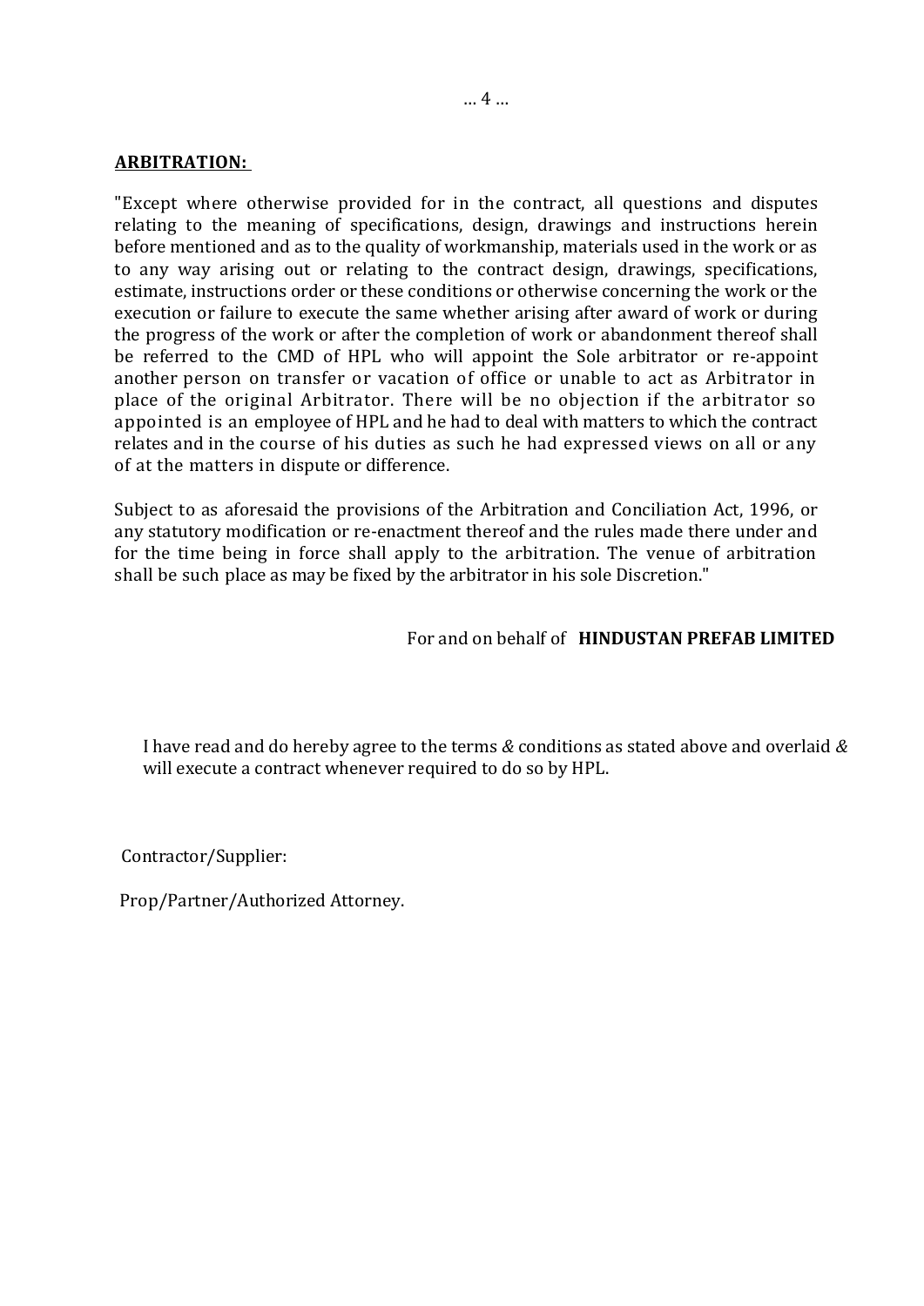**ARBITRATION:**

"Except where otherwise provided for in the contract, all questions and disputes relating to the meaning of specifications, design, drawings and instructions herein before mentioned and as to the quality of workmanship, materials used in the work or as to any way arising out or relating to the contract design, drawings, specifications, estimate, instructions order or these conditions or otherwise concerning the work or the execution or failure to execute the same whether arising after award of work or during the progress of the work or after the completion of work or abandonment thereof shall be referred to the CMD of HPL who will appoint the Sole arbitrator or re-appoint another person on transfer or vacation of office or unable to act as Arbitrator in place of the original Arbitrator. There will be no objection if the arbitrator so appointed is an employee of HPL and he had to deal with matters to which the contract relates and in the course of his duties as such he had expressed views on all or any of at the matters in dispute or difference.

Subject to as aforesaid the provisions of the Arbitration and Conciliation Act, 1996, or any statutory modification or re-enactment thereof and the rules made there under and for the time being in force shall apply to the arbitration. The venue of arbitration shall be such place as may be fixed by the arbitrator in his sole Discretion."

For and on behalf of **HINDUSTAN PREFAB LIMITED**

I have read and do hereby agree to the terms & conditions as stated above and overlaid & will execute a contract whenever required to do so by HPL.

Contractor/Supplier:

Prop/Partner/Authorized Attorney.